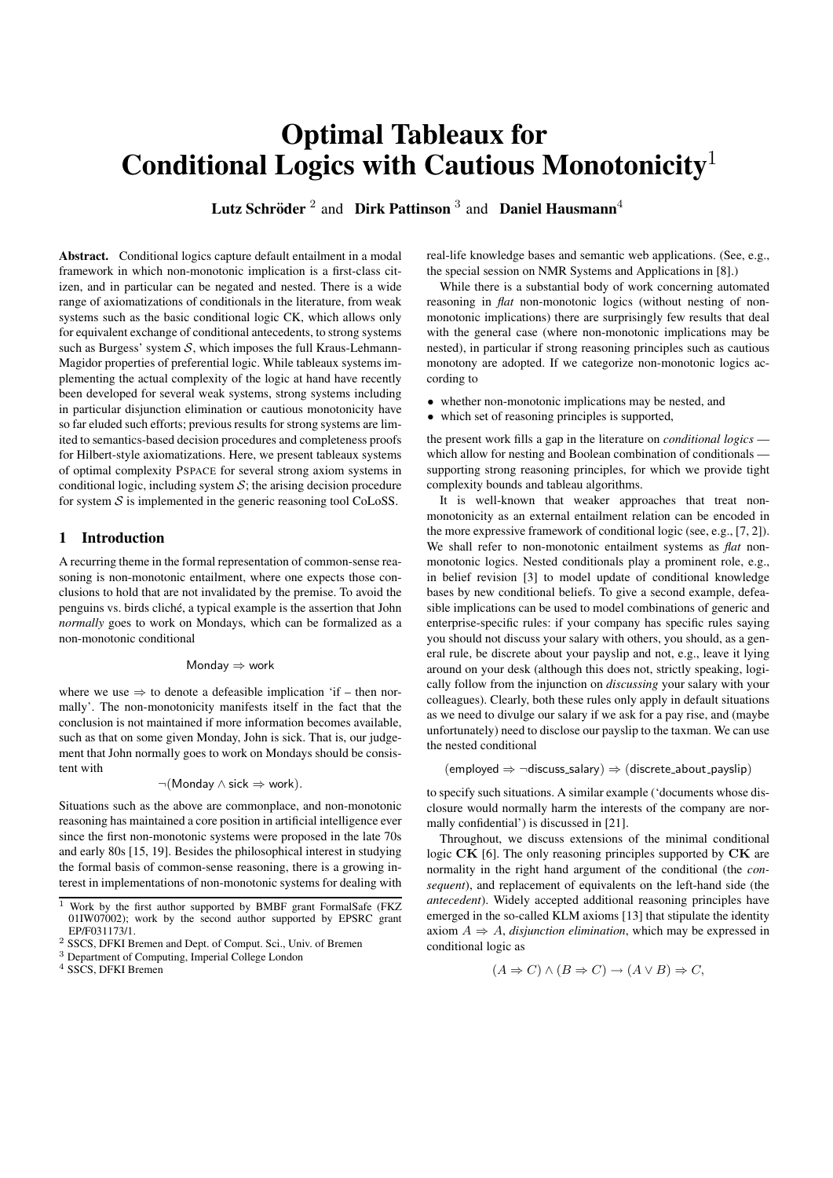# Optimal Tableaux for Conditional Logics with Cautious Monotonicity[1]

**Lutz Schröder** [2] and **Dirk Pattinson** [3] and **Daniel Hausmann**[4]

**Abstract.** Conditional logics capture default entailment in a modal framework in which non-monotonic implication is a first-class citizen, and in particular can be negated and nested. There is a wide range of axiomatizations of conditionals in the literature, from weak systems such as the basic conditional logic CK, which allows only for equivalent exchange of conditional antecedents, to strong systems such as Burgess' system $\mathcal{S}$, which imposes the full Kraus-Lehmann-Magidor properties of preferential logic. While tableaux systems implementing the actual complexity of the logic at hand have recently been developed for several weak systems, strong systems including in particular disjunction elimination or cautious monotonicity have so far eluded such efforts; previous results for strong systems are limited to semantics-based decision procedures and completeness proofs for Hilbert-style axiomatizations. Here, we present tableaux systems of optimal complexity PSPACE for several strong axiom systems in conditional logic, including system $\mathcal{S}$; the arising decision procedure for system $\mathcal{S}$ is implemented in the generic reasoning tool CoLoSS.

## 1 Introduction

A recurring theme in the formal representation of common-sense reasoning is non-monotonic entailment, where one expects those conclusions to hold that are not invalidated by the premise. To avoid the penguins vs. birds cliché, a typical example is the assertion that John *normally* goes to work on Mondays, which can be formalized as a non-monotonic conditional

$$\mathsf{Monday} \Rightarrow \mathsf{work}$$

where we use $\Rightarrow$ to denote a defeasible implication 'if – then normally'. The non-monotonicity manifests itself in the fact that the conclusion is not maintained if more information becomes available, such as that on some given Monday, John is sick. That is, our judgement that John normally goes to work on Mondays should be consistent with

$$\neg(\mathsf{Monday} \wedge \mathsf{sick} \Rightarrow \mathsf{work}).$$

Situations such as the above are commonplace, and non-monotonic reasoning has maintained a core position in artificial intelligence ever since the first non-monotonic systems were proposed in the late 70s and early 80s [15, 19]. Besides the philosophical interest in studying the formal basis of common-sense reasoning, there is a growing interest in implementations of non-monotonic systems for dealing with real-life knowledge bases and semantic web applications. (See, e.g., the special session on NMR Systems and Applications in [8].)

While there is a substantial body of work concerning automated reasoning in *flat* non-monotonic logics (without nesting of non-monotonic implications) there are surprisingly few results that deal with the general case (where non-monotonic implications may be nested), in particular if strong reasoning principles such as cautious monotony are adopted. If we categorize non-monotonic logics according to

- whether non-monotonic implications may be nested, and
- which set of reasoning principles is supported,

the present work fills a gap in the literature on *conditional logics* — which allow for nesting and Boolean combination of conditionals — supporting strong reasoning principles, for which we provide tight complexity bounds and tableau algorithms.

It is well-known that weaker approaches that treat non-monotonicity as an external entailment relation can be encoded in the more expressive framework of conditional logic (see, e.g., [7, 2]). We shall refer to non-monotonic entailment systems as *flat* non-monotonic logics. Nested conditionals play a prominent role, e.g., in belief revision [3] to model update of conditional knowledge bases by new conditional beliefs. To give a second example, defeasible implications can be used to model combinations of generic and enterprise-specific rules: if your company has specific rules saying you should not discuss your salary with others, you should, as a general rule, be discrete about your payslip and not, e.g., leave it lying around on your desk (although this does not, strictly speaking, logically follow from the injunction on *discussing* your salary with your colleagues). Clearly, both these rules only apply in default situations as we need to divulge our salary if we ask for a pay rise, and (maybe unfortunately) need to disclose our payslip to the taxman. We can use the nested conditional

$$(\mathsf{employed} \Rightarrow \neg\mathsf{discuss\_salary}) \Rightarrow (\mathsf{discrete\_about\_payslip})$$

to specify such situations. A similar example ('documents whose disclosure would normally harm the interests of the company are normally confidential') is discussed in [21].

Throughout, we discuss extensions of the minimal conditional logic **CK** [6]. The only reasoning principles supported by **CK** are normality in the right hand argument of the conditional (the *consequent*), and replacement of equivalents on the left-hand side (the *antecedent*). Widely accepted additional reasoning principles have emerged in the so-called KLM axioms [13] that stipulate the identity axiom $A \Rightarrow A$, *disjunction elimination*, which may be expressed in conditional logic as

$$(A \Rightarrow C) \wedge (B \Rightarrow C) \rightarrow (A \vee B) \Rightarrow C,$$

[1] Work by the first author supported by BMBF grant FormalSafe (FKZ 01IW07002); work by the second author supported by EPSRC grant EP/F031173/1.

[2] SSCS, DFKI Bremen and Dept. of Comput. Sci., Univ. of Bremen

[3] Department of Computing, Imperial College London

[4] SSCS, DFKI Bremen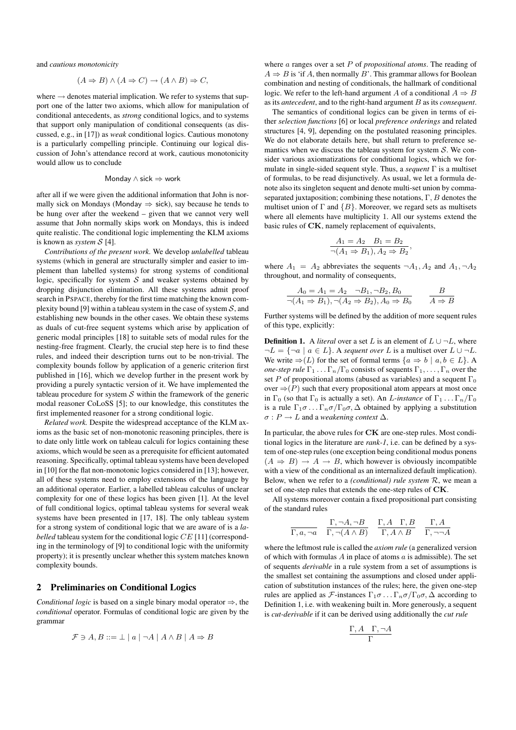and *cautious monotonicity*

$$(A \Rightarrow B) \wedge (A \Rightarrow C) \rightarrow (A \wedge B) \Rightarrow C,$$

where $\rightarrow$ denotes material implication. We refer to systems that support one of the latter two axioms, which allow for manipulation of conditional antecedents, as *strong* conditional logics, and to systems that support only manipulation of conditional consequents (as discussed, e.g., in [17]) as *weak* conditional logics. Cautious monotony is a particularly compelling principle. Continuing our logical discussion of John's attendance record at work, cautious monotonicity would allow us to conclude

$$\mathsf{Monday} \wedge \mathsf{sick} \Rightarrow \mathsf{work}$$

after all if we were given the additional information that John is normally sick on Mondays ($\mathsf{Monday} \Rightarrow \mathsf{sick}$), say because he tends to be hung over after the weekend – given that we cannot very well assume that John normally skips work on Mondays, this is indeed quite realistic. The conditional logic implementing the KLM axioms is known as *system* $\mathcal{S}$ [4].

*Contributions of the present work.* We develop *unlabelled* tableau systems (which in general are structurally simpler and easier to implement than labelled systems) for strong systems of conditional logic, specifically for system $\mathcal{S}$ and weaker systems obtained by dropping disjunction elimination. All these systems admit proof search in PSPACE, thereby for the first time matching the known complexity bound [9] within a tableau system in the case of system $\mathcal{S}$, and establishing new bounds in the other cases. We obtain these systems as duals of cut-free sequent systems which arise by application of generic modal principles [18] to suitable sets of modal rules for the nesting-free fragment. Clearly, the crucial step here is to find these rules, and indeed their description turns out to be non-trivial. The complexity bounds follow by application of a generic criterion first published in [16], which we develop further in the present work by providing a purely syntactic version of it. We have implemented the tableau procedure for system $\mathcal{S}$ within the framework of the generic modal reasoner CoLoSS [5]; to our knowledge, this constitutes the first implemented reasoner for a strong conditional logic.

*Related work.* Despite the widespread acceptance of the KLM axioms as the basic set of non-monotonic reasoning principles, there is to date only little work on tableau calculi for logics containing these axioms, which would be seen as a prerequisite for efficient automated reasoning. Specifically, optimal tableau systems have been developed in [10] for the flat non-monotonic logics considered in [13]; however, all of these systems need to employ extensions of the language by an additional operator. Earlier, a labelled tableau calculus of unclear complexity for one of these logics has been given [1]. At the level of full conditional logics, optimal tableau systems for several weak systems have been presented in [17, 18]. The only tableau system for a strong system of conditional logic that we are aware of is a *labelled* tableau system for the conditional logic $CE$ [11] (corresponding in the terminology of [9] to conditional logic with the uniformity property); it is presently unclear whether this system matches known complexity bounds.

## 2 Preliminaries on Conditional Logics

*Conditional logic* is based on a single binary modal operator $\Rightarrow$, the *conditional* operator. Formulas of conditional logic are given by the grammar

$$\mathcal{F} \ni A, B ::= \bot \mid a \mid \neg A \mid A \wedge B \mid A \Rightarrow B$$

where $a$ ranges over a set $P$ of *propositional atoms*. The reading of $A \Rightarrow B$ is 'if $A$, then normally $B$'. This grammar allows for Boolean combination and nesting of conditionals, the hallmark of conditional logic. We refer to the left-hand argument $A$ of a conditional $A \Rightarrow B$ as its *antecedent*, and to the right-hand argument $B$ as its *consequent*.

The semantics of conditional logics can be given in terms of either *selection functions* [6] or local *preference orderings* and related structures [4, 9], depending on the postulated reasoning principles. We do not elaborate details here, but shall return to preference semantics when we discuss the tableau system for system $\mathcal{S}$. We consider various axiomatizations for conditional logics, which we formulate in single-sided sequent style. Thus, a *sequent* $\Gamma$ is a multiset of formulas, to be read disjunctively. As usual, we let a formula denote also its singleton sequent and denote multi-set union by comma-separated juxtaposition; combining these notations, $\Gamma, B$ denotes the multiset union of $\Gamma$ and $\{B\}$. Moreover, we regard sets as multisets where all elements have multiplicity 1. All our systems extend the basic rules of $\mathbf{CK}$, namely replacement of equivalents,

$$\frac{A_1 = A_2 \quad B_1 = B_2}{\neg(A_1 \Rightarrow B_1), A_2 \Rightarrow B_2},$$

where $A_1 = A_2$ abbreviates the sequents $\neg A_1, A_2$ and $A_1, \neg A_2$ throughout, and normality of consequents,

$$\frac{A_0 = A_1 = A_2 \quad \neg B_1, \neg B_2, B_0}{\neg(A_1 \Rightarrow B_1), \neg(A_2 \Rightarrow B_2), A_0 \Rightarrow B_0} \qquad \frac{B}{A \Rightarrow B}$$

Further systems will be defined by the addition of more sequent rules of this type, explicitly:

**Definition 1.** A *literal* over a set $L$ is an element of $L \cup \neg L$, where $\neg L = \{\neg a \mid a \in L\}$. A *sequent over* $L$ is a multiset over $L \cup \neg L$. We write $\Rightarrow(L)$ for the set of formal terms $\{a \Rightarrow b \mid a, b \in L\}$. A *one-step rule* $\Gamma_1 \ldots \Gamma_n/\Gamma_0$ consists of sequents $\Gamma_1, \ldots, \Gamma_n$ over the set $P$ of propositional atoms (abused as variables) and a sequent $\Gamma_0$ over $\Rightarrow(P)$ such that every propositional atom appears at most once in $\Gamma_0$ (so that $\Gamma_0$ is actually a set). An $L$-*instance* of $\Gamma_1 \ldots \Gamma_n/\Gamma_0$ is a rule $\Gamma_1\sigma \ldots \Gamma_n\sigma/\Gamma_0\sigma, \Delta$ obtained by applying a substitution $\sigma : P \to L$ and a *weakening context* $\Delta$.

In particular, the above rules for $\mathbf{CK}$ are one-step rules. Most conditional logics in the literature are *rank-1*, i.e. can be defined by a system of one-step rules (one exception being conditional modus ponens $(A \Rightarrow B) \rightarrow A \rightarrow B$, which however is obviously incompatible with a view of the conditional as an internalized default implication). Below, when we refer to a *(conditional) rule system* $\mathcal{R}$, we mean a set of one-step rules that extends the one-step rules of $\mathbf{CK}$.

All systems moreover contain a fixed propositional part consisting of the standard rules

$$\frac{}{\Gamma, a, \neg a} \qquad \frac{\Gamma, \neg A, \neg B}{\Gamma, \neg(A \wedge B)} \qquad \frac{\Gamma, A \quad \Gamma, B}{\Gamma, A \wedge B} \qquad \frac{\Gamma, A}{\Gamma, \neg\neg A}$$

where the leftmost rule is called the *axiom rule* (a generalized version of which with formulas $A$ in place of atoms $a$ is admissible). The set of sequents *derivable* in a rule system from a set of assumptions is the smallest set containing the assumptions and closed under application of substitution instances of the rules; here, the given one-step rules are applied as $\mathcal{F}$-instances $\Gamma_1\sigma \ldots \Gamma_n\sigma/\Gamma_0\sigma, \Delta$ according to Definition 1, i.e. with weakening built in. More generously, a sequent is *cut-derivable* if it can be derived using additionally the *cut rule*

$$\frac{\Gamma, A \quad \Gamma, \neg A}{\Gamma}$$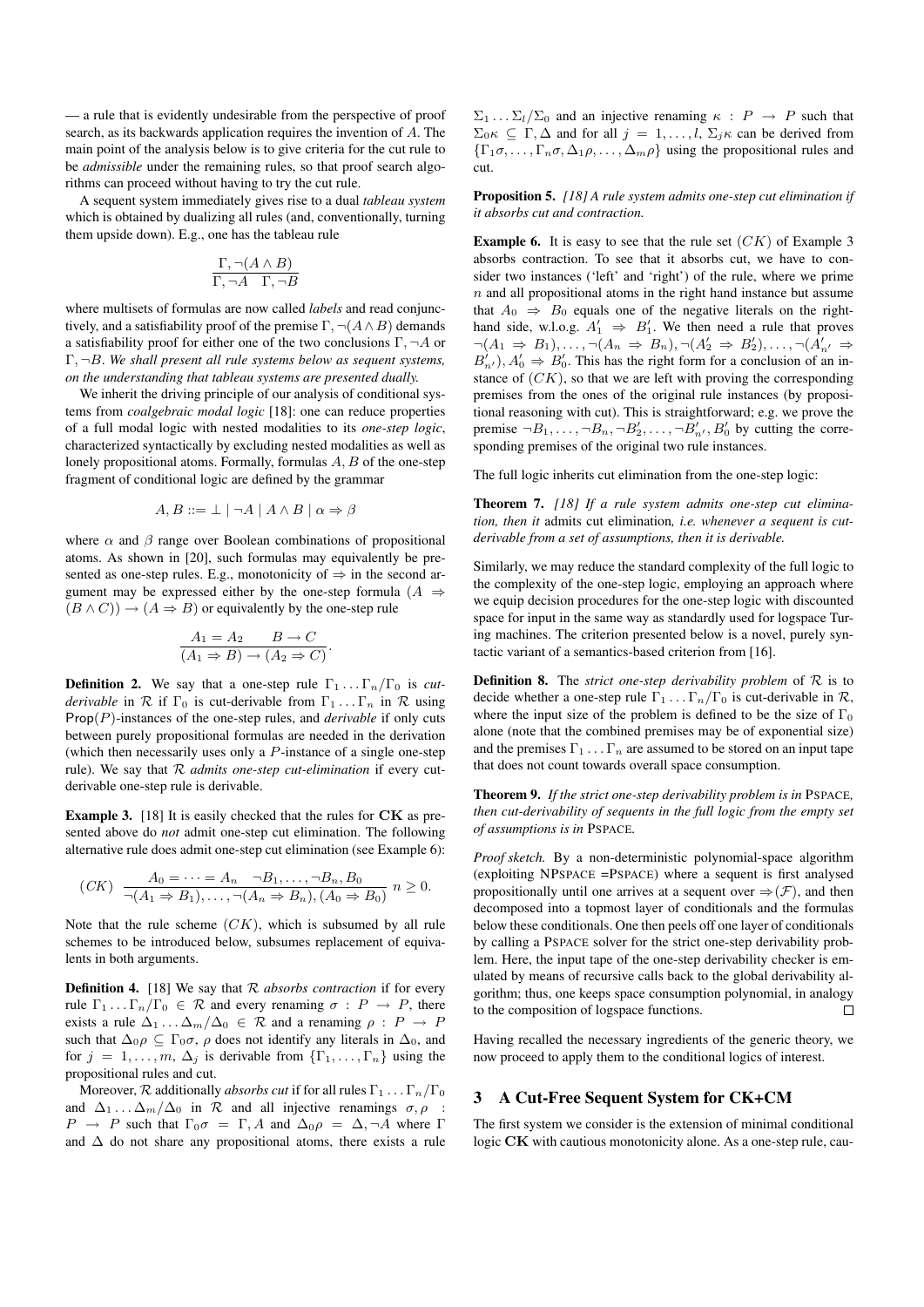— a rule that is evidently undesirable from the perspective of proof search, as its backwards application requires the invention of $A$. The main point of the analysis below is to give criteria for the cut rule to be *admissible* under the remaining rules, so that proof search algorithms can proceed without having to try the cut rule.

A sequent system immediately gives rise to a dual *tableau system* which is obtained by dualizing all rules (and, conventionally, turning them upside down). E.g., one has the tableau rule

$$\frac{\Gamma, \neg(A \wedge B)}{\Gamma, \neg A \quad \Gamma, \neg B}$$

where multisets of formulas are now called *labels* and read conjunctively, and a satisfiability proof of the premise $\Gamma, \neg(A \wedge B)$ demands a satisfiability proof for either one of the two conclusions $\Gamma, \neg A$ or $\Gamma, \neg B$. *We shall present all rule systems below as sequent systems, on the understanding that tableau systems are presented dually.*

We inherit the driving principle of our analysis of conditional systems from *coalgebraic modal logic* [18]: one can reduce properties of a full modal logic with nested modalities to its *one-step logic*, characterized syntactically by excluding nested modalities as well as lonely propositional atoms. Formally, formulas $A, B$ of the one-step fragment of conditional logic are defined by the grammar

$$A, B ::= \bot \mid \neg A \mid A \wedge B \mid \alpha \Rightarrow \beta$$

where $\alpha$ and $\beta$ range over Boolean combinations of propositional atoms. As shown in [20], such formulas may equivalently be presented as one-step rules. E.g., monotonicity of $\Rightarrow$ in the second argument may be expressed either by the one-step formula $(A \Rightarrow (B \wedge C)) \rightarrow (A \Rightarrow B)$ or equivalently by the one-step rule

$$\frac{A_1 = A_2 \qquad B \rightarrow C}{(A_1 \Rightarrow B) \rightarrow (A_2 \Rightarrow C)}.$$

**Definition 2.** We say that a one-step rule $\Gamma_1 \dots \Gamma_n / \Gamma_0$ is *cut-derivable* in $\mathcal{R}$ if $\Gamma_0$ is cut-derivable from $\Gamma_1 \dots \Gamma_n$ in $\mathcal{R}$ using $\mathsf{Prop}(P)$-instances of the one-step rules, and *derivable* if only cuts between purely propositional formulas are needed in the derivation (which then necessarily uses only a $P$-instance of a single one-step rule). We say that $\mathcal{R}$ *admits one-step cut-elimination* if every cut-derivable one-step rule is derivable.

**Example 3.** [18] It is easily checked that the rules for $\mathbf{CK}$ as presented above do *not* admit one-step cut elimination. The following alternative rule does admit one-step cut elimination (see Example 6):

$$(CK) \;\; \frac{A_0 = \dots = A_n \quad \neg B_1, \dots, \neg B_n, B_0}{\neg(A_1 \Rightarrow B_1), \dots, \neg(A_n \Rightarrow B_n), (A_0 \Rightarrow B_0)} \; n \geq 0.$$

Note that the rule scheme $(CK)$, which is subsumed by all rule schemes to be introduced below, subsumes replacement of equivalents in both arguments.

**Definition 4.** [18] We say that $\mathcal{R}$ *absorbs contraction* if for every rule $\Gamma_1 \dots \Gamma_n / \Gamma_0 \in \mathcal{R}$ and every renaming $\sigma : P \rightarrow P$, there exists a rule $\Delta_1 \dots \Delta_m / \Delta_0 \in \mathcal{R}$ and a renaming $\rho : P \rightarrow P$ such that $\Delta_0 \rho \subseteq \Gamma_0 \sigma$, $\rho$ does not identify any literals in $\Delta_0$, and for $j = 1, \dots, m$, $\Delta_j$ is derivable from $\{\Gamma_1, \dots, \Gamma_n\}$ using the propositional rules and cut.

Moreover, $\mathcal{R}$ additionally *absorbs cut* if for all rules $\Gamma_1 \dots \Gamma_n / \Gamma_0$ and $\Delta_1 \dots \Delta_m / \Delta_0$ in $\mathcal{R}$ and all injective renamings $\sigma, \rho$ : $P \rightarrow P$ such that $\Gamma_0 \sigma = \Gamma, A$ and $\Delta_0 \rho = \Delta, \neg A$ where $\Gamma$ and $\Delta$ do not share any propositional atoms, there exists a rule $\Sigma_1 \dots \Sigma_l / \Sigma_0$ and an injective renaming $\kappa : P \rightarrow P$ such that $\Sigma_0 \kappa \subseteq \Gamma, \Delta$ and for all $j = 1, \dots, l$, $\Sigma_j \kappa$ can be derived from $\{\Gamma_1 \sigma, \dots, \Gamma_n \sigma, \Delta_1 \rho, \dots, \Delta_m \rho\}$ using the propositional rules and cut.

**Proposition 5.** *[18] A rule system admits one-step cut elimination if it absorbs cut and contraction.*

**Example 6.** It is easy to see that the rule set $(CK)$ of Example 3 absorbs contraction. To see that it absorbs cut, we have to consider two instances ('left' and 'right') of the rule, where we prime $n$ and all propositional atoms in the right hand instance but assume that $A_0 \Rightarrow B_0$ equals one of the negative literals on the right-hand side, w.l.o.g. $A'_1 \Rightarrow B'_1$. We then need a rule that proves $\neg(A_1 \Rightarrow B_1), \dots, \neg(A_n \Rightarrow B_n), \neg(A'_2 \Rightarrow B'_2), \dots, \neg(A'_{n'} \Rightarrow B'_{n'}), A'_0 \Rightarrow B'_0$. This has the right form for a conclusion of an instance of $(CK)$, so that we are left with proving the corresponding premises from the ones of the original rule instances (by propositional reasoning with cut). This is straightforward; e.g. we prove the premise $\neg B_1, \dots, \neg B_n, \neg B'_2, \dots, \neg B'_{n'}, B'_0$ by cutting the corresponding premises of the original two rule instances.

The full logic inherits cut elimination from the one-step logic:

**Theorem 7.** *[18] If a rule system admits one-step cut elimination, then it* admits cut elimination*, i.e. whenever a sequent is cut-derivable from a set of assumptions, then it is derivable.*

Similarly, we may reduce the standard complexity of the full logic to the complexity of the one-step logic, employing an approach where we equip decision procedures for the one-step logic with discounted space for input in the same way as standardly used for logspace Turing machines. The criterion presented below is a novel, purely syntactic variant of a semantics-based criterion from [16].

**Definition 8.** The *strict one-step derivability problem* of $\mathcal{R}$ is to decide whether a one-step rule $\Gamma_1 \dots \Gamma_n / \Gamma_0$ is cut-derivable in $\mathcal{R}$, where the input size of the problem is defined to be the size of $\Gamma_0$ alone (note that the combined premises may be of exponential size) and the premises $\Gamma_1 \dots \Gamma_n$ are assumed to be stored on an input tape that does not count towards overall space consumption.

**Theorem 9.** *If the strict one-step derivability problem is in* PSPACE*, then cut-derivability of sequents in the full logic from the empty set of assumptions is in* PSPACE*.*

*Proof sketch.* By a non-deterministic polynomial-space algorithm (exploiting NPSPACE = PSPACE) where a sequent is first analysed propositionally until one arrives at a sequent over $\Rightarrow(\mathcal{F})$, and then decomposed into a topmost layer of conditionals and the formulas below these conditionals. One then peels off one layer of conditionals by calling a PSPACE solver for the strict one-step derivability problem. Here, the input tape of the one-step derivability checker is emulated by means of recursive calls back to the global derivability algorithm; thus, one keeps space consumption polynomial, in analogy to the composition of logspace functions. □

Having recalled the necessary ingredients of the generic theory, we now proceed to apply them to the conditional logics of interest.

## 3 A Cut-Free Sequent System for CK+CM

The first system we consider is the extension of minimal conditional logic $\mathbf{CK}$ with cautious monotonicity alone. As a one-step rule, cau-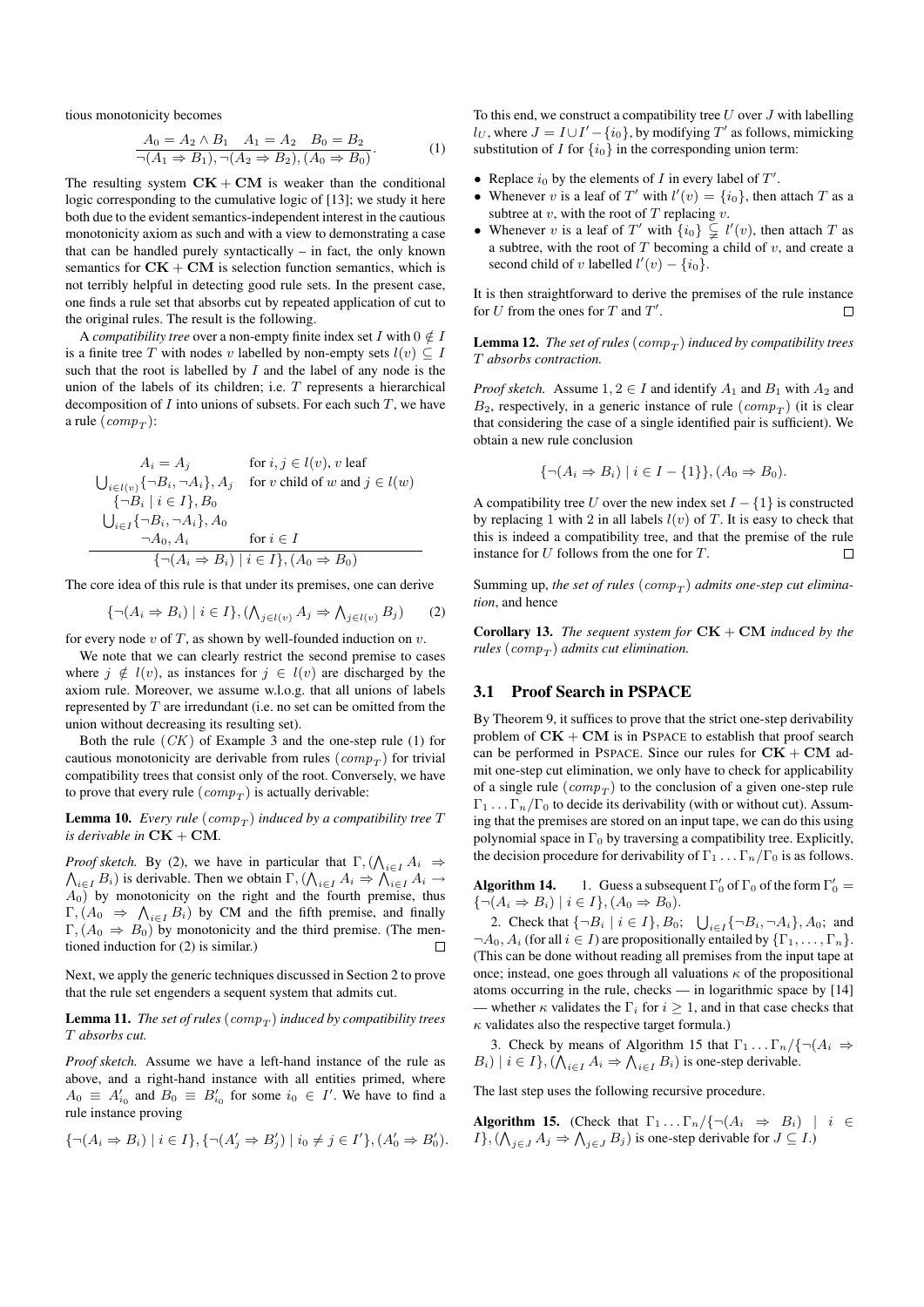tious monotonicity becomes

$$\frac{A_0 = A_2 \wedge B_1 \quad A_1 = A_2 \quad B_0 = B_2}{\neg(A_1 \Rightarrow B_1), \neg(A_2 \Rightarrow B_2), (A_0 \Rightarrow B_0)}. \tag{1}$$

The resulting system $\mathbf{CK} + \mathbf{CM}$ is weaker than the conditional logic corresponding to the cumulative logic of [13]; we study it here both due to the evident semantics-independent interest in the cautious monotonicity axiom as such and with a view to demonstrating a case that can be handled purely syntactically – in fact, the only known semantics for $\mathbf{CK} + \mathbf{CM}$ is selection function semantics, which is not terribly helpful in detecting good rule sets. In the present case, one finds a rule set that absorbs cut by repeated application of cut to the original rules. The result is the following.

A *compatibility tree* over a non-empty finite index set $I$ with $0 \notin I$ is a finite tree $T$ with nodes $v$ labelled by non-empty sets $l(v) \subseteq I$ such that the root is labelled by $I$ and the label of any node is the union of the labels of its children; i.e. $T$ represents a hierarchical decomposition of $I$ into unions of subsets. For each such $T$, we have a rule $(comp_T)$:

$$\frac{\begin{array}{ll} A_i = A_j & \text{for } i, j \in l(v), v \text{ leaf} \\ \bigcup_{i \in l(v)} \{\neg B_i, \neg A_i\}, A_j & \text{for } v \text{ child of } w \text{ and } j \in l(w) \\ \{\neg B_i \mid i \in I\}, B_0 & \\ \bigcup_{i \in I} \{\neg B_i, \neg A_i\}, A_0 & \\ \neg A_0, A_i & \text{for } i \in I \end{array}}{\{\neg(A_i \Rightarrow B_i) \mid i \in I\}, (A_0 \Rightarrow B_0)}$$

The core idea of this rule is that under its premises, one can derive

$$\{\neg(A_i \Rightarrow B_i) \mid i \in I\}, (\textstyle\bigwedge_{j \in l(v)} A_j \Rightarrow \bigwedge_{j \in l(v)} B_j) \tag{2}$$

for every node $v$ of $T$, as shown by well-founded induction on $v$.

We note that we can clearly restrict the second premise to cases where $j \notin l(v)$, as instances for $j \in l(v)$ are discharged by the axiom rule. Moreover, we assume w.l.o.g. that all unions of labels represented by $T$ are irredundant (i.e. no set can be omitted from the union without decreasing its resulting set).

Both the rule $(CK)$ of Example 3 and the one-step rule (1) for cautious monotonicity are derivable from rules $(comp_T)$ for trivial compatibility trees that consist only of the root. Conversely, we have to prove that every rule $(comp_T)$ is actually derivable:

**Lemma 10.** *Every rule $(comp_T)$ induced by a compatibility tree $T$ is derivable in $\mathbf{CK} + \mathbf{CM}$.*

*Proof sketch.* By (2), we have in particular that $\Gamma, (\bigwedge_{i \in I} A_i \Rightarrow \bigwedge_{i \in I} B_i)$ is derivable. Then we obtain $\Gamma, (\bigwedge_{i \in I} A_i \Rightarrow \bigwedge_{i \in I} A_i \to A_0)$ by monotonicity on the right and the fourth premise, thus $\Gamma, (A_0 \Rightarrow \bigwedge_{i \in I} B_i)$ by CM and the fifth premise, and finally $\Gamma, (A_0 \Rightarrow B_0)$ by monotonicity and the third premise. (The mentioned induction for (2) is similar.) □

Next, we apply the generic techniques discussed in Section 2 to prove that the rule set engenders a sequent system that admits cut.

**Lemma 11.** *The set of rules $(comp_T)$ induced by compatibility trees $T$ absorbs cut.*

*Proof sketch.* Assume we have a left-hand instance of the rule as above, and a right-hand instance with all entities primed, where $A_0 \equiv A'_{i_0}$ and $B_0 \equiv B'_{i_0}$ for some $i_0 \in I'$. We have to find a rule instance proving

$$\{\neg(A_i \Rightarrow B_i) \mid i \in I\}, \{\neg(A'_j \Rightarrow B'_j) \mid i_0 \neq j \in I'\}, (A'_0 \Rightarrow B'_0).$$

To this end, we construct a compatibility tree $U$ over $J$ with labelling $l_U$, where $J = I \cup I' - \{i_0\}$, by modifying $T'$ as follows, mimicking substitution of $I$ for $\{i_0\}$ in the corresponding union term:

- Replace $i_0$ by the elements of $I$ in every label of $T'$.
- Whenever $v$ is a leaf of $T'$ with $l'(v) = \{i_0\}$, then attach $T$ as a subtree at $v$, with the root of $T$ replacing $v$.
- Whenever $v$ is a leaf of $T'$ with $\{i_0\} \subsetneq l'(v)$, then attach $T$ as a subtree, with the root of $T$ becoming a child of $v$, and create a second child of $v$ labelled $l'(v) - \{i_0\}$.

It is then straightforward to derive the premises of the rule instance for $U$ from the ones for $T$ and $T'$. □

**Lemma 12.** *The set of rules $(comp_T)$ induced by compatibility trees $T$ absorbs contraction.*

*Proof sketch.* Assume $1, 2 \in I$ and identify $A_1$ and $B_1$ with $A_2$ and $B_2$, respectively, in a generic instance of rule $(comp_T)$ (it is clear that considering the case of a single identified pair is sufficient). We obtain a new rule conclusion

$$\{\neg(A_i \Rightarrow B_i) \mid i \in I - \{1\}\}, (A_0 \Rightarrow B_0).$$

A compatibility tree $U$ over the new index set $I - \{1\}$ is constructed by replacing 1 with 2 in all labels $l(v)$ of $T$. It is easy to check that this is indeed a compatibility tree, and that the premise of the rule instance for $U$ follows from the one for $T$. □

Summing up, *the set of rules $(comp_T)$ admits one-step cut elimination*, and hence

**Corollary 13.** *The sequent system for $\mathbf{CK} + \mathbf{CM}$ induced by the rules $(comp_T)$ admits cut elimination.*

### 3.1 Proof Search in PSPACE

By Theorem 9, it suffices to prove that the strict one-step derivability problem of $\mathbf{CK} + \mathbf{CM}$ is in PSPACE to establish that proof search can be performed in PSPACE. Since our rules for $\mathbf{CK} + \mathbf{CM}$ admit one-step cut elimination, we only have to check for applicability of a single rule $(comp_T)$ to the conclusion of a given one-step rule $\Gamma_1 \ldots \Gamma_n / \Gamma_0$ to decide its derivability (with or without cut). Assuming that the premises are stored on an input tape, we can do this using polynomial space in $\Gamma_0$ by traversing a compatibility tree. Explicitly, the decision procedure for derivability of $\Gamma_1 \ldots \Gamma_n / \Gamma_0$ is as follows.

**Algorithm 14.** 1. Guess a subsequent $\Gamma'_0$ of $\Gamma_0$ of the form $\Gamma'_0 = \{\neg(A_i \Rightarrow B_i) \mid i \in I\}, (A_0 \Rightarrow B_0)$.

2. Check that $\{\neg B_i \mid i \in I\}, B_0$; $\bigcup_{i \in I} \{\neg B_i, \neg A_i\}, A_0$; and $\neg A_0, A_i$ (for all $i \in I$) are propositionally entailed by $\{\Gamma_1, \ldots, \Gamma_n\}$. (This can be done without reading all premises from the input tape at once; instead, one goes through all valuations $\kappa$ of the propositional atoms occurring in the rule, checks — in logarithmic space by [14] — whether $\kappa$ validates the $\Gamma_i$ for $i \geq 1$, and in that case checks that $\kappa$ validates also the respective target formula.)

3. Check by means of Algorithm 15 that $\Gamma_1 \ldots \Gamma_n / \{\neg(A_i \Rightarrow B_i) \mid i \in I\}, (\bigwedge_{i \in I} A_i \Rightarrow \bigwedge_{i \in I} B_i)$ is one-step derivable.

The last step uses the following recursive procedure.

**Algorithm 15.** (Check that $\Gamma_1 \ldots \Gamma_n / \{\neg(A_i \Rightarrow B_i) \mid i \in I\}, (\bigwedge_{j \in J} A_j \Rightarrow \bigwedge_{j \in J} B_j)$ is one-step derivable for $J \subseteq I$.)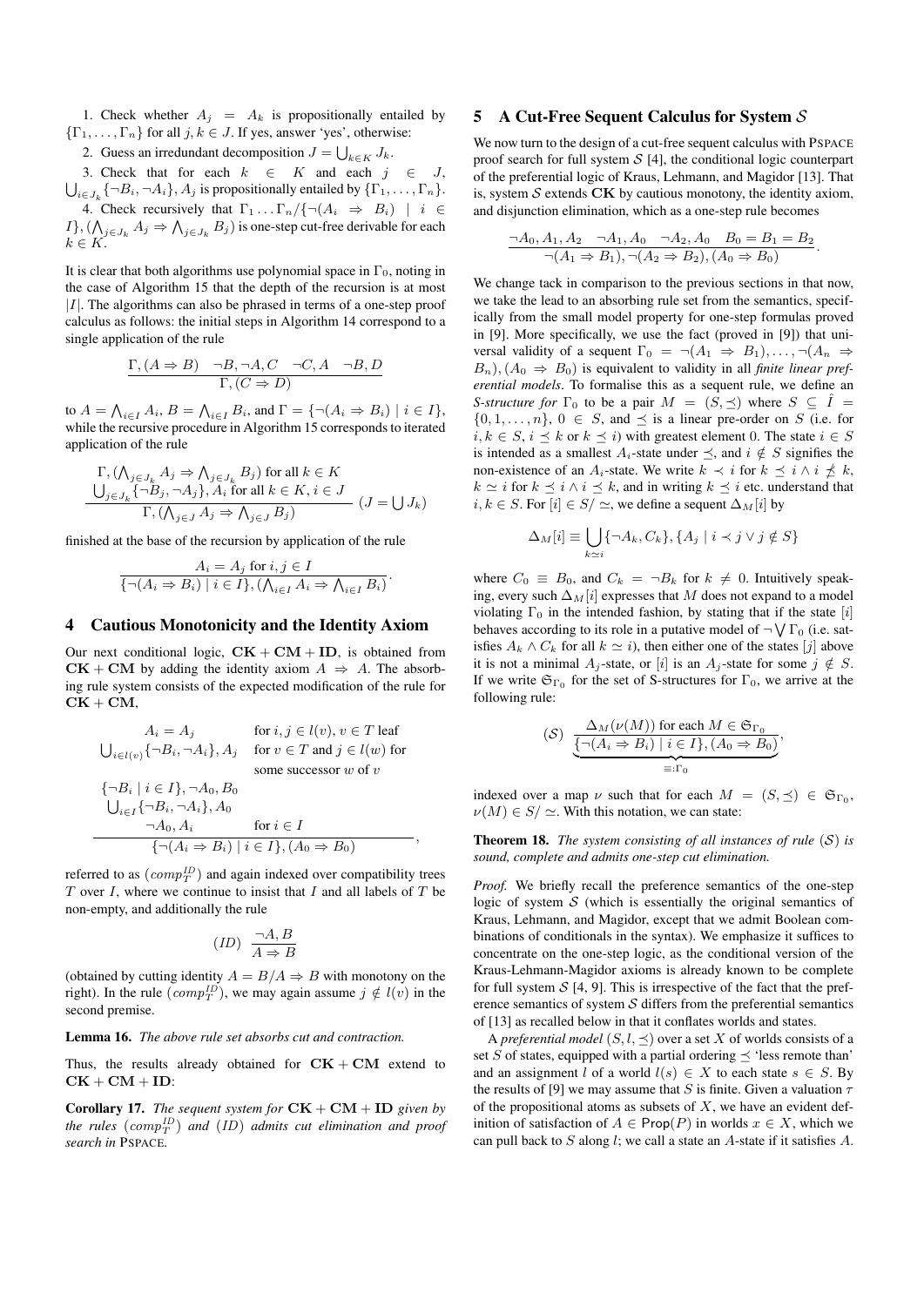1. Check whether $A_j = A_k$ is propositionally entailed by $\{\Gamma_1, \dots, \Gamma_n\}$ for all $j, k \in J$. If yes, answer 'yes', otherwise:

2. Guess an irredundant decomposition $J = \bigcup_{k \in K} J_k$.

3. Check that for each $k \in K$ and each $j \in J$, $\bigcup_{i \in J_k} \{\neg B_i, \neg A_i\}, A_j$ is propositionally entailed by $\{\Gamma_1, \dots, \Gamma_n\}$.

4. Check recursively that $\Gamma_1 \dots \Gamma_n / \{\neg(A_i \Rightarrow B_i) \mid i \in I\}, (\bigwedge_{j \in J_k} A_j \Rightarrow \bigwedge_{j \in J_k} B_j)$ is one-step cut-free derivable for each $k \in K$.

It is clear that both algorithms use polynomial space in $\Gamma_0$, noting in the case of Algorithm 15 that the depth of the recursion is at most $|I|$. The algorithms can also be phrased in terms of a one-step proof calculus as follows: the initial steps in Algorithm 14 correspond to a single application of the rule

$$\frac{\Gamma, (A \Rightarrow B) \quad \neg B, \neg A, C \quad \neg C, A \quad \neg B, D}{\Gamma, (C \Rightarrow D)}$$

to $A = \bigwedge_{i \in I} A_i$, $B = \bigwedge_{i \in I} B_i$, and $\Gamma = \{\neg(A_i \Rightarrow B_i) \mid i \in I\}$, while the recursive procedure in Algorithm 15 corresponds to iterated application of the rule

$$\frac{\begin{array}{c}\Gamma, (\bigwedge_{j \in J_k} A_j \Rightarrow \bigwedge_{j \in J_k} B_j) \text{ for all } k \in K \\ \bigcup_{j \in J_k} \{\neg B_j, \neg A_j\}, A_i \text{ for all } k \in K, i \in J\end{array}}{\Gamma, (\bigwedge_{j \in J} A_j \Rightarrow \bigwedge_{j \in J} B_j)} \; (J = \bigcup J_k)$$

finished at the base of the recursion by application of the rule

$$\frac{A_i = A_j \text{ for } i, j \in I}{\{\neg(A_i \Rightarrow B_i) \mid i \in I\}, (\bigwedge_{i \in I} A_i \Rightarrow \bigwedge_{i \in I} B_i)}.$$

## 4 Cautious Monotonicity and the Identity Axiom

Our next conditional logic, $\mathbf{CK} + \mathbf{CM} + \mathbf{ID}$, is obtained from $\mathbf{CK} + \mathbf{CM}$ by adding the identity axiom $A \Rightarrow A$. The absorbing rule system consists of the expected modification of the rule for $\mathbf{CK} + \mathbf{CM}$,

$$\frac{\begin{array}{ll} A_i = A_j & \text{for } i, j \in l(v), v \in T \text{ leaf} \\ \bigcup_{i \in l(v)} \{\neg B_i, \neg A_i\}, A_j & \text{for } v \in T \text{ and } j \in l(w) \text{ for} \\ & \text{some successor } w \text{ of } v \\ \{\neg B_i \mid i \in I\}, \neg A_0, B_0 & \\ \bigcup_{i \in I} \{\neg B_i, \neg A_i\}, A_0 & \\ \neg A_0, A_i & \text{for } i \in I \end{array}}{\{\neg(A_i \Rightarrow B_i) \mid i \in I\}, (A_0 \Rightarrow B_0)},$$

referred to as $(comp_T^{ID})$ and again indexed over compatibility trees $T$ over $I$, where we continue to insist that $I$ and all labels of $T$ be non-empty, and additionally the rule

$$(ID) \;\; \frac{\neg A, B}{A \Rightarrow B}$$

(obtained by cutting identity $A = B/A \Rightarrow B$ with monotony on the right). In the rule $(comp_T^{ID})$, we may again assume $j \notin l(v)$ in the second premise.

**Lemma 16.** *The above rule set absorbs cut and contraction.*

Thus, the results already obtained for $\mathbf{CK} + \mathbf{CM}$ extend to $\mathbf{CK} + \mathbf{CM} + \mathbf{ID}$:

**Corollary 17.** *The sequent system for $\mathbf{CK} + \mathbf{CM} + \mathbf{ID}$ given by the rules $(comp_T^{ID})$ and $(ID)$ admits cut elimination and proof search in* PSPACE.

## 5 A Cut-Free Sequent Calculus for System $\mathcal{S}$

We now turn to the design of a cut-free sequent calculus with PSPACE proof search for full system $\mathcal{S}$ [4], the conditional logic counterpart of the preferential logic of Kraus, Lehmann, and Magidor [13]. That is, system $\mathcal{S}$ extends $\mathbf{CK}$ by cautious monotony, the identity axiom, and disjunction elimination, which as a one-step rule becomes

$$\frac{\neg A_0, A_1, A_2 \quad \neg A_1, A_0 \quad \neg A_2, A_0 \quad B_0 = B_1 = B_2}{\neg(A_1 \Rightarrow B_1), \neg(A_2 \Rightarrow B_2), (A_0 \Rightarrow B_0)}.$$

We change tack in comparison to the previous sections in that now, we take the lead to an absorbing rule set from the semantics, specifically from the small model property for one-step formulas proved in [9]. More specifically, we use the fact (proved in [9]) that universal validity of a sequent $\Gamma_0 = \neg(A_1 \Rightarrow B_1), \dots, \neg(A_n \Rightarrow B_n), (A_0 \Rightarrow B_0)$ is equivalent to validity in all *finite linear preferential models*. To formalise this as a sequent rule, we define an *S-structure for* $\Gamma_0$ to be a pair $M = (S, \preceq)$ where $S \subseteq \hat{I} = \{0, 1, \dots, n\}$, $0 \in S$, and $\preceq$ is a linear pre-order on $S$ (i.e. for $i, k \in S$, $i \preceq k$ or $k \preceq i$) with greatest element 0. The state $i \in S$ is intended as a smallest $A_i$-state under $\preceq$, and $i \notin S$ signifies the non-existence of an $A_i$-state. We write $k \prec i$ for $k \preceq i \wedge i \npreceq k$, $k \simeq i$ for $k \preceq i \wedge i \preceq k$, and in writing $k \preceq i$ etc. understand that $i, k \in S$. For $[i] \in S/\simeq$, we define a sequent $\Delta_M[i]$ by

$$\Delta_M[i] \equiv \bigcup_{k \simeq i} \{\neg A_k, C_k\}, \{A_j \mid i \prec j \vee j \notin S\}$$

where $C_0 \equiv B_0$, and $C_k = \neg B_k$ for $k \neq 0$. Intuitively speaking, every such $\Delta_M[i]$ expresses that $M$ does not expand to a model violating $\Gamma_0$ in the intended fashion, by stating that if the state $[i]$ behaves according to its role in a putative model of $\neg \bigvee \Gamma_0$ (i.e. satisfies $A_k \wedge C_k$ for all $k \simeq i$), then either one of the states $[j]$ above it is not a minimal $A_j$-state, or $[i]$ is an $A_j$-state for some $j \notin S$. If we write $\mathfrak{S}_{\Gamma_0}$ for the set of S-structures for $\Gamma_0$, we arrive at the following rule:

$$(\mathcal{S}) \;\; \frac{\Delta_M(\nu(M)) \text{ for each } M \in \mathfrak{S}_{\Gamma_0}}{\underbrace{\{\neg(A_i \Rightarrow B_i) \mid i \in I\}, (A_0 \Rightarrow B_0)}_{\equiv : \Gamma_0}},$$

indexed over a map $\nu$ such that for each $M = (S, \preceq) \in \mathfrak{S}_{\Gamma_0}$, $\nu(M) \in S/\simeq$. With this notation, we can state:

**Theorem 18.** *The system consisting of all instances of rule $(\mathcal{S})$ is sound, complete and admits one-step cut elimination.*

*Proof.* We briefly recall the preference semantics of the one-step logic of system $\mathcal{S}$ (which is essentially the original semantics of Kraus, Lehmann, and Magidor, except that we admit Boolean combinations of conditionals in the syntax). We emphasize it suffices to concentrate on the one-step logic, as the conditional version of the Kraus-Lehmann-Magidor axioms is already known to be complete for full system $\mathcal{S}$ [4, 9]. This is irrespective of the fact that the preference semantics of system $\mathcal{S}$ differs from the preferential semantics of [13] as recalled below in that it conflates worlds and states.

A *preferential model* $(S, l, \preceq)$ over a set $X$ of worlds consists of a set $S$ of states, equipped with a partial ordering $\preceq$ 'less remote than' and an assignment $l$ of a world $l(s) \in X$ to each state $s \in S$. By the results of [9] we may assume that $S$ is finite. Given a valuation $\tau$ of the propositional atoms as subsets of $X$, we have an evident definition of satisfaction of $A \in \mathsf{Prop}(P)$ in worlds $x \in X$, which we can pull back to $S$ along $l$; we call a state an $A$-state if it satisfies $A$.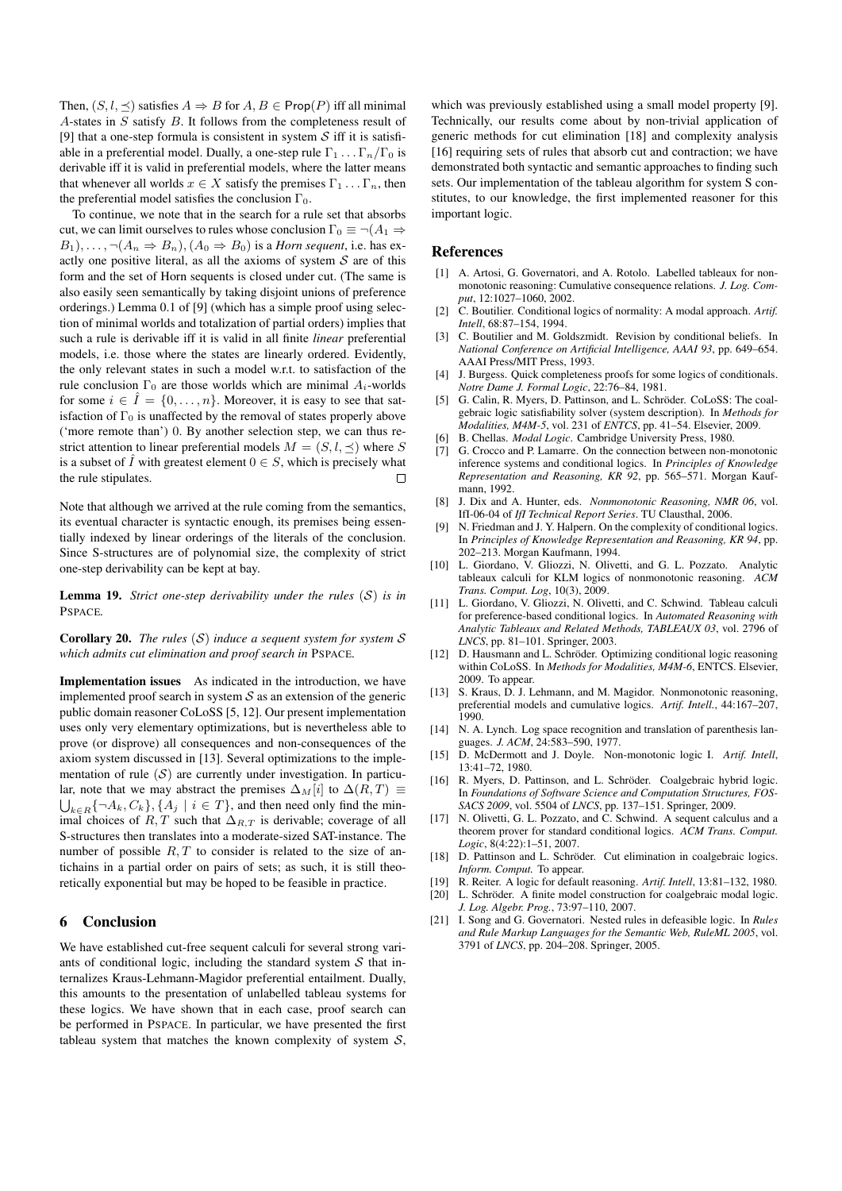Then, $(S, l, \preceq)$ satisfies $A \Rightarrow B$ for $A, B \in \mathsf{Prop}(P)$ iff all minimal $A$-states in $S$ satisfy $B$. It follows from the completeness result of [9] that a one-step formula is consistent in system $\mathcal{S}$ iff it is satisfiable in a preferential model. Dually, a one-step rule $\Gamma_1 \dots \Gamma_n / \Gamma_0$ is derivable iff it is valid in preferential models, where the latter means that whenever all worlds $x \in X$ satisfy the premises $\Gamma_1 \dots \Gamma_n$, then the preferential model satisfies the conclusion $\Gamma_0$.

To continue, we note that in the search for a rule set that absorbs cut, we can limit ourselves to rules whose conclusion $\Gamma_0 \equiv \neg(A_1 \Rightarrow B_1), \dots, \neg(A_n \Rightarrow B_n), (A_0 \Rightarrow B_0)$ is a *Horn sequent*, i.e. has exactly one positive literal, as all the axioms of system $\mathcal{S}$ are of this form and the set of Horn sequents is closed under cut. (The same is also easily seen semantically by taking disjoint unions of preference orderings.) Lemma 0.1 of [9] (which has a simple proof using selection of minimal worlds and totalization of partial orders) implies that such a rule is derivable iff it is valid in all finite *linear* preferential models, i.e. those where the states are linearly ordered. Evidently, the only relevant states in such a model w.r.t. to satisfaction of the rule conclusion $\Gamma_0$ are those worlds which are minimal $A_i$-worlds for some $i \in \hat{I} = \{0, \dots, n\}$. Moreover, it is easy to see that satisfaction of $\Gamma_0$ is unaffected by the removal of states properly above ('more remote than') 0. By another selection step, we can thus restrict attention to linear preferential models $M = (S, l, \preceq)$ where $S$ is a subset of $\hat{I}$ with greatest element $0 \in S$, which is precisely what the rule stipulates. $\square$

Note that although we arrived at the rule coming from the semantics, its eventual character is syntactic enough, its premises being essentially indexed by linear orderings of the literals of the conclusion. Since S-structures are of polynomial size, the complexity of strict one-step derivability can be kept at bay.

**Lemma 19.** *Strict one-step derivability under the rules* $(\mathcal{S})$ *is in* PSPACE.

**Corollary 20.** *The rules* $(\mathcal{S})$ *induce a sequent system for system* $\mathcal{S}$ *which admits cut elimination and proof search in* PSPACE.

**Implementation issues** As indicated in the introduction, we have implemented proof search in system $\mathcal{S}$ as an extension of the generic public domain reasoner CoLoSS [5, 12]. Our present implementation uses only very elementary optimizations, but is nevertheless able to prove (or disprove) all consequences and non-consequences of the axiom system discussed in [13]. Several optimizations to the implementation of rule $(\mathcal{S})$ are currently under investigation. In particular, note that we may abstract the premises $\Delta_M[i]$ to $\Delta(R, T) \equiv \bigcup_{k \in R}\{\neg A_k, C_k\}, \{A_j \mid i \in T\}$, and then need only find the minimal choices of $R, T$ such that $\Delta_{R,T}$ is derivable; coverage of all S-structures then translates into a moderate-sized SAT-instance. The number of possible $R, T$ to consider is related to the size of antichains in a partial order on pairs of sets; as such, it is still theoretically exponential but may be hoped to be feasible in practice.

## 6 Conclusion

We have established cut-free sequent calculi for several strong variants of conditional logic, including the standard system $\mathcal{S}$ that internalizes Kraus-Lehmann-Magidor preferential entailment. Dually, this amounts to the presentation of unlabelled tableau systems for these logics. We have shown that in each case, proof search can be performed in PSPACE. In particular, we have presented the first tableau system that matches the known complexity of system $\mathcal{S}$, which was previously established using a small model property [9]. Technically, our results come about by non-trivial application of generic methods for cut elimination [18] and complexity analysis [16] requiring sets of rules that absorb cut and contraction; we have demonstrated both syntactic and semantic approaches to finding such sets. Our implementation of the tableau algorithm for system S constitutes, to our knowledge, the first implemented reasoner for this important logic.

## References

- [1] A. Artosi, G. Governatori, and A. Rotolo. Labelled tableaux for non-monotonic reasoning: Cumulative consequence relations. *J. Log. Comput*, 12:1027–1060, 2002.
- [2] C. Boutilier. Conditional logics of normality: A modal approach. *Artif. Intell*, 68:87–154, 1994.
- [3] C. Boutilier and M. Goldszmidt. Revision by conditional beliefs. In *National Conference on Artificial Intelligence, AAAI 93*, pp. 649–654. AAAI Press/MIT Press, 1993.
- [4] J. Burgess. Quick completeness proofs for some logics of conditionals. *Notre Dame J. Formal Logic*, 22:76–84, 1981.
- [5] G. Calin, R. Myers, D. Pattinson, and L. Schröder. CoLoSS: The coalgebraic logic satisfiability solver (system description). In *Methods for Modalities, M4M-5*, vol. 231 of *ENTCS*, pp. 41–54. Elsevier, 2009.
- [6] B. Chellas. *Modal Logic*. Cambridge University Press, 1980.
- [7] G. Crocco and P. Lamarre. On the connection between non-monotonic inference systems and conditional logics. In *Principles of Knowledge Representation and Reasoning, KR 92*, pp. 565–571. Morgan Kaufmann, 1992.
- [8] J. Dix and A. Hunter, eds. *Nonmonotonic Reasoning, NMR 06*, vol. IfI-06-04 of *IfI Technical Report Series*. TU Clausthal, 2006.
- [9] N. Friedman and J. Y. Halpern. On the complexity of conditional logics. In *Principles of Knowledge Representation and Reasoning, KR 94*, pp. 202–213. Morgan Kaufmann, 1994.
- [10] L. Giordano, V. Gliozzi, N. Olivetti, and G. L. Pozzato. Analytic tableaux calculi for KLM logics of nonmonotonic reasoning. *ACM Trans. Comput. Log*, 10(3), 2009.
- [11] L. Giordano, V. Gliozzi, N. Olivetti, and C. Schwind. Tableau calculi for preference-based conditional logics. In *Automated Reasoning with Analytic Tableaux and Related Methods, TABLEAUX 03*, vol. 2796 of *LNCS*, pp. 81–101. Springer, 2003.
- [12] D. Hausmann and L. Schröder. Optimizing conditional logic reasoning within CoLoSS. In *Methods for Modalities, M4M-6*, ENTCS. Elsevier, 2009. To appear.
- [13] S. Kraus, D. J. Lehmann, and M. Magidor. Nonmonotonic reasoning, preferential models and cumulative logics. *Artif. Intell.*, 44:167–207, 1990.
- [14] N. A. Lynch. Log space recognition and translation of parenthesis languages. *J. ACM*, 24:583–590, 1977.
- [15] D. McDermott and J. Doyle. Non-monotonic logic I. *Artif. Intell*, 13:41–72, 1980.
- [16] R. Myers, D. Pattinson, and L. Schröder. Coalgebraic hybrid logic. In *Foundations of Software Science and Computation Structures, FOSSACS 2009*, vol. 5504 of *LNCS*, pp. 137–151. Springer, 2009.
- [17] N. Olivetti, G. L. Pozzato, and C. Schwind. A sequent calculus and a theorem prover for standard conditional logics. *ACM Trans. Comput. Logic*, 8(4:22):1–51, 2007.
- [18] D. Pattinson and L. Schröder. Cut elimination in coalgebraic logics. *Inform. Comput.* To appear.
- [19] R. Reiter. A logic for default reasoning. *Artif. Intell*, 13:81–132, 1980.
- [20] L. Schröder. A finite model construction for coalgebraic modal logic. *J. Log. Algebr. Prog.*, 73:97–110, 2007.
- [21] I. Song and G. Governatori. Nested rules in defeasible logic. In *Rules and Rule Markup Languages for the Semantic Web, RuleML 2005*, vol. 3791 of *LNCS*, pp. 204–208. Springer, 2005.